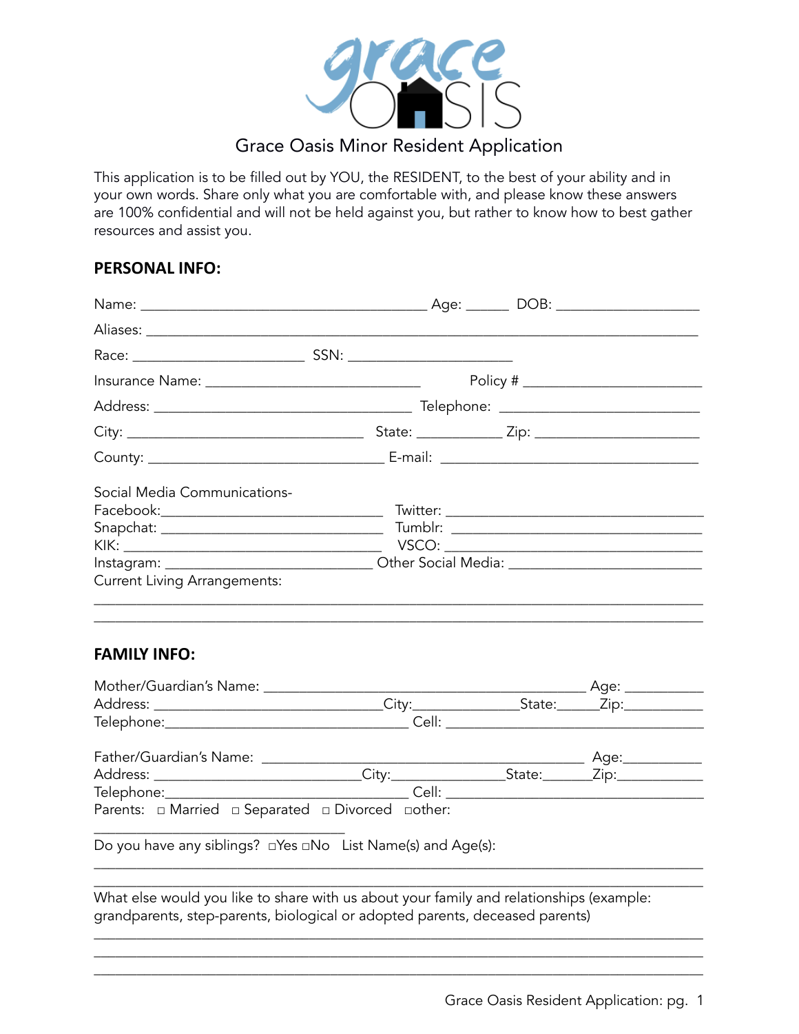# Grace Oasis Minor Resident Application

This application is to be filled out by YOU, the RESIDENT, to the best of your ability and in your own words. Share only what you are comfortable with, and please know these answers are 100% confidential and will not be held against you, but rather to know how to best gather resources and assist you.

## PERSONAL INFO:

Name: ________________________________________ Age: ______ DOB: ___________________

Aliases: ___________________________________________________________________________

Race: _______________________ SSN: _______________________

Insurance Name: ______________________________ Policy # ________________________

Address: __________________________________ Telephone: __________________________

City: ________________________________ State: ___________ Zip: ______________________

County: ________________________________ E-mail: ___________________________________

Social Media Communications-

Facebook:______________________________ Twitter: __________________________________

Snapchat: ______________________________ Tumblr: __________________________________

KIK: __________________________________ VSCO: ___________________________________

Instagram: _____________________________ Other Social Media: _________________________

Current Living Arrangements:

_____________________________________________________________________________

_____________________________________________________________________________

## FAMILY INFO:

Mother/Guardian's Name: ____________________________________________ Age: __________

Address: _______________________________City:______________State:_____Zip:__________

Telephone:_________________________________ Cell: ___________________________________

Father/Guardian's Name: ____________________________________________ Age:__________

Address: ___________________________City:________________State:______Zip:__________

Telephone:_________________________________ Cell: ___________________________________

Parents: ☐ Married ☐ Separated ☐ Divorced ☐other:

__________________________________

Do you have any siblings? ☐Yes ☐No List Name(s) and Age(s):

_____________________________________________________________________________

_____________________________________________________________________________

What else would you like to share with us about your family and relationships (example: grandparents, step-parents, biological or adopted parents, deceased parents)

_____________________________________________________________________________

_____________________________________________________________________________

_____________________________________________________________________________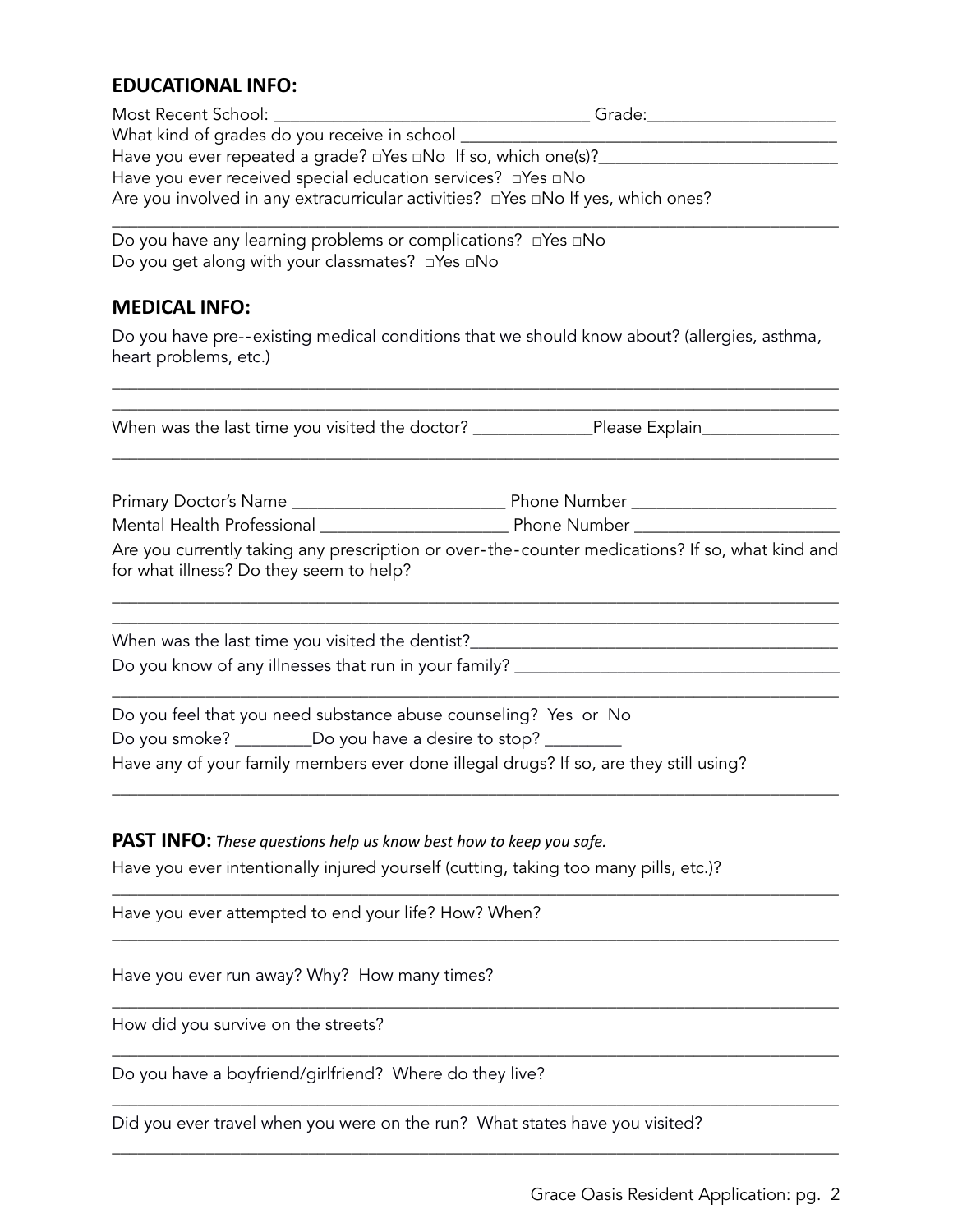## EDUCATIONAL INFO:

Most Recent School: ___________________________________ Grade:_____________________

What kind of grades do you receive in school ___________________________________________

Have you ever repeated a grade? □Yes □No If so, which one(s)?___________________________

Have you ever received special education services? □Yes □No

Are you involved in any extracurricular activities? □Yes □No If yes, which ones?

_______________________________________________________________________________

Do you have any learning problems or complications? □Yes □No

Do you get along with your classmates? □Yes □No

## MEDICAL INFO:

Do you have pre--existing medical conditions that we should know about? (allergies, asthma, heart problems, etc.)

_______________________________________________________________________________

_______________________________________________________________________________

When was the last time you visited the doctor? _____________Please Explain_______________

_______________________________________________________________________________

Primary Doctor's Name ________________________ Phone Number _______________________

Mental Health Professional _____________________ Phone Number _______________________

Are you currently taking any prescription or over-the-counter medications? If so, what kind and for what illness? Do they seem to help?

_______________________________________________________________________________

_______________________________________________________________________________

When was the last time you visited the dentist?_________________________________________

Do you know of any illnesses that run in your family? ____________________________________

_______________________________________________________________________________

Do you feel that you need substance abuse counseling? Yes or No

Do you smoke? ________Do you have a desire to stop? ________

Have any of your family members ever done illegal drugs? If so, are they still using?

_______________________________________________________________________________

## PAST INFO: *These questions help us know best how to keep you safe.*

Have you ever intentionally injured yourself (cutting, taking too many pills, etc.)?

_______________________________________________________________________________

Have you ever attempted to end your life? How? When?

_______________________________________________________________________________

Have you ever run away? Why? How many times?

_______________________________________________________________________________

How did you survive on the streets?

_______________________________________________________________________________

Do you have a boyfriend/girlfriend? Where do they live?

_______________________________________________________________________________

Did you ever travel when you were on the run? What states have you visited?

_______________________________________________________________________________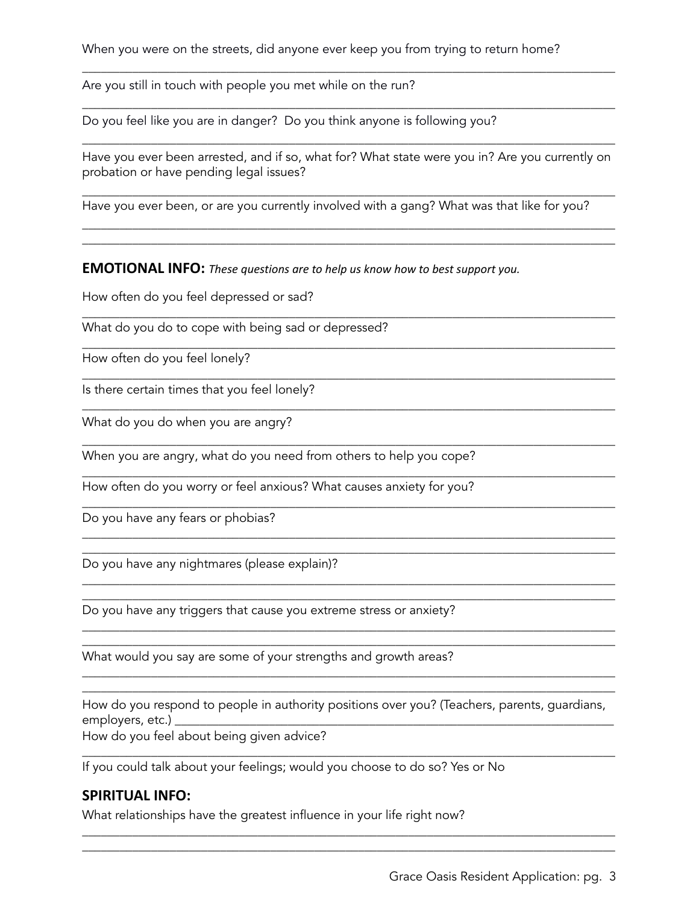When you were on the streets, did anyone ever keep you from trying to return home?

___________________________________________________________________________

Are you still in touch with people you met while on the run?

___________________________________________________________________________

Do you feel like you are in danger? Do you think anyone is following you?

___________________________________________________________________________

Have you ever been arrested, and if so, what for? What state were you in? Are you currently on probation or have pending legal issues?

___________________________________________________________________________

Have you ever been, or are you currently involved with a gang? What was that like for you?

___________________________________________________________________________

___________________________________________________________________________

**EMOTIONAL INFO:** *These questions are to help us know how to best support you.*

How often do you feel depressed or sad?

___________________________________________________________________________

What do you do to cope with being sad or depressed?

___________________________________________________________________________

How often do you feel lonely?

___________________________________________________________________________

Is there certain times that you feel lonely?

___________________________________________________________________________

What do you do when you are angry?

___________________________________________________________________________

When you are angry, what do you need from others to help you cope?

___________________________________________________________________________

How often do you worry or feel anxious? What causes anxiety for you?

___________________________________________________________________________

Do you have any fears or phobias?

___________________________________________________________________________

___________________________________________________________________________

Do you have any nightmares (please explain)?

___________________________________________________________________________

___________________________________________________________________________

Do you have any triggers that cause you extreme stress or anxiety?

___________________________________________________________________________

___________________________________________________________________________

What would you say are some of your strengths and growth areas?

___________________________________________________________________________

___________________________________________________________________________

How do you respond to people in authority positions over you? (Teachers, parents, guardians, employers, etc.) ______________________________________________________________

How do you feel about being given advice?

___________________________________________________________________________

If you could talk about your feelings; would you choose to do so? Yes or No

**SPIRITUAL INFO:**

What relationships have the greatest influence in your life right now?

___________________________________________________________________________

___________________________________________________________________________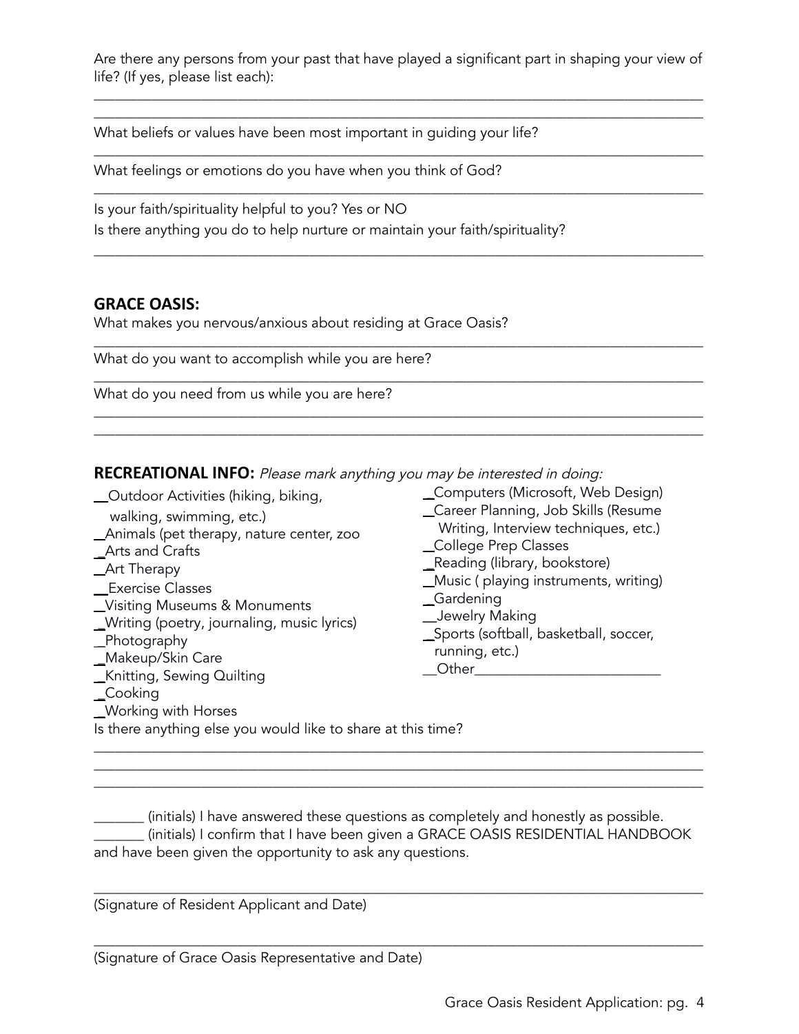Are there any persons from your past that have played a significant part in shaping your view of life? (If yes, please list each):

______________________________________________________________________________
______________________________________________________________________________

What beliefs or values have been most important in guiding your life?

______________________________________________________________________________

What feelings or emotions do you have when you think of God?

______________________________________________________________________________

Is your faith/spirituality helpful to you? Yes or NO

Is there anything you do to help nurture or maintain your faith/spirituality?

______________________________________________________________________________

## GRACE OASIS:

What makes you nervous/anxious about residing at Grace Oasis?

______________________________________________________________________________

What do you want to accomplish while you are here?

______________________________________________________________________________

What do you need from us while you are here?

______________________________________________________________________________
______________________________________________________________________________

## RECREATIONAL INFO: *Please mark anything you may be interested in doing:*

__Outdoor Activities (hiking, biking, walking, swimming, etc.)
_Animals (pet therapy, nature center, zoo
_Arts and Crafts
_Art Therapy
__Exercise Classes
_Visiting Museums & Monuments
_Writing (poetry, journaling, music lyrics)
_Photography
_Makeup/Skin Care
_Knitting, Sewing Quilting
_Cooking
_Working with Horses
_Computers (Microsoft, Web Design)
_Career Planning, Job Skills (Resume Writing, Interview techniques, etc.)
_College Prep Classes
_Reading (library, bookstore)
_Music ( playing instruments, writing)
_Gardening
__Jewelry Making
_Sports (softball, basketball, soccer, running, etc.)
__Other__________________________

Is there anything else you would like to share at this time?

______________________________________________________________________________
______________________________________________________________________________
______________________________________________________________________________

_______ (initials) I have answered these questions as completely and honestly as possible.
_______ (initials) I confirm that I have been given a GRACE OASIS RESIDENTIAL HANDBOOK and have been given the opportunity to ask any questions.

______________________________________________________________________________
(Signature of Resident Applicant and Date)

______________________________________________________________________________
(Signature of Grace Oasis Representative and Date)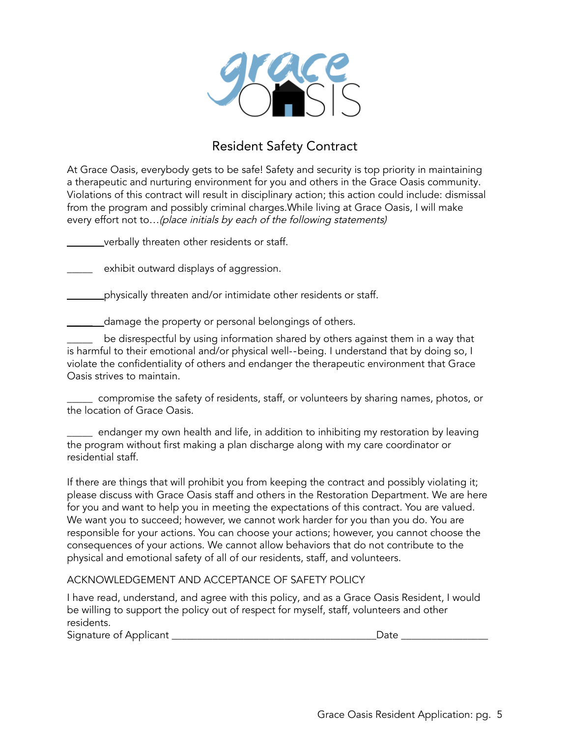# Resident Safety Contract

At Grace Oasis, everybody gets to be safe! Safety and security is top priority in maintaining a therapeutic and nurturing environment for you and others in the Grace Oasis community. Violations of this contract will result in disciplinary action; this action could include: dismissal from the program and possibly criminal charges.While living at Grace Oasis, I will make every effort not to…*(place initials by each of the following statements)*

________verbally threaten other residents or staff.

_____ exhibit outward displays of aggression.

________physically threaten and/or intimidate other residents or staff.

_______damage the property or personal belongings of others.

_____ be disrespectful by using information shared by others against them in a way that is harmful to their emotional and/or physical well--being. I understand that by doing so, I violate the confidentiality of others and endanger the therapeutic environment that Grace Oasis strives to maintain.

_____ compromise the safety of residents, staff, or volunteers by sharing names, photos, or the location of Grace Oasis.

_____ endanger my own health and life, in addition to inhibiting my restoration by leaving the program without first making a plan discharge along with my care coordinator or residential staff.

If there are things that will prohibit you from keeping the contract and possibly violating it; please discuss with Grace Oasis staff and others in the Restoration Department. We are here for you and want to help you in meeting the expectations of this contract. You are valued. We want you to succeed; however, we cannot work harder for you than you do. You are responsible for your actions. You can choose your actions; however, you cannot choose the consequences of your actions. We cannot allow behaviors that do not contribute to the physical and emotional safety of all of our residents, staff, and volunteers.

ACKNOWLEDGEMENT AND ACCEPTANCE OF SAFETY POLICY

I have read, understand, and agree with this policy, and as a Grace Oasis Resident, I would be willing to support the policy out of respect for myself, staff, volunteers and other residents.

Signature of Applicant ______________________________________Date ________________